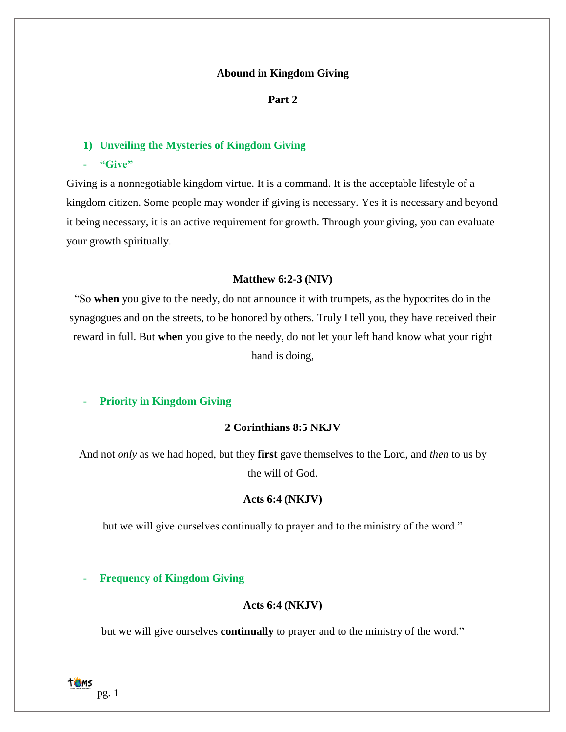# Abound in Kingdom Giving

## Part 2

### 1) Unveiling the Mysteries of Kingdom Giving

- **“Give”**

Giving is a nonnegotiable kingdom virtue. It is a command. It is the acceptable lifestyle of a kingdom citizen. Some people may wonder if giving is necessary. Yes it is necessary and beyond it being necessary, it is an active requirement for growth. Through your giving, you can evaluate your growth spiritually.

**Matthew 6:2-3 (NIV)**

“So **when** you give to the needy, do not announce it with trumpets, as the hypocrites do in the synagogues and on the streets, to be honored by others. Truly I tell you, they have received their reward in full. But **when** you give to the needy, do not let your left hand know what your right hand is doing,

- **Priority in Kingdom Giving**

**2 Corinthians 8:5 NKJV**

And not *only* as we had hoped, but they **first** gave themselves to the Lord, and *then* to us by the will of God.

**Acts 6:4 (NKJV)**

but we will give ourselves continually to prayer and to the ministry of the word.”

- **Frequency of Kingdom Giving**

**Acts 6:4 (NKJV)**

but we will give ourselves **continually** to prayer and to the ministry of the word.”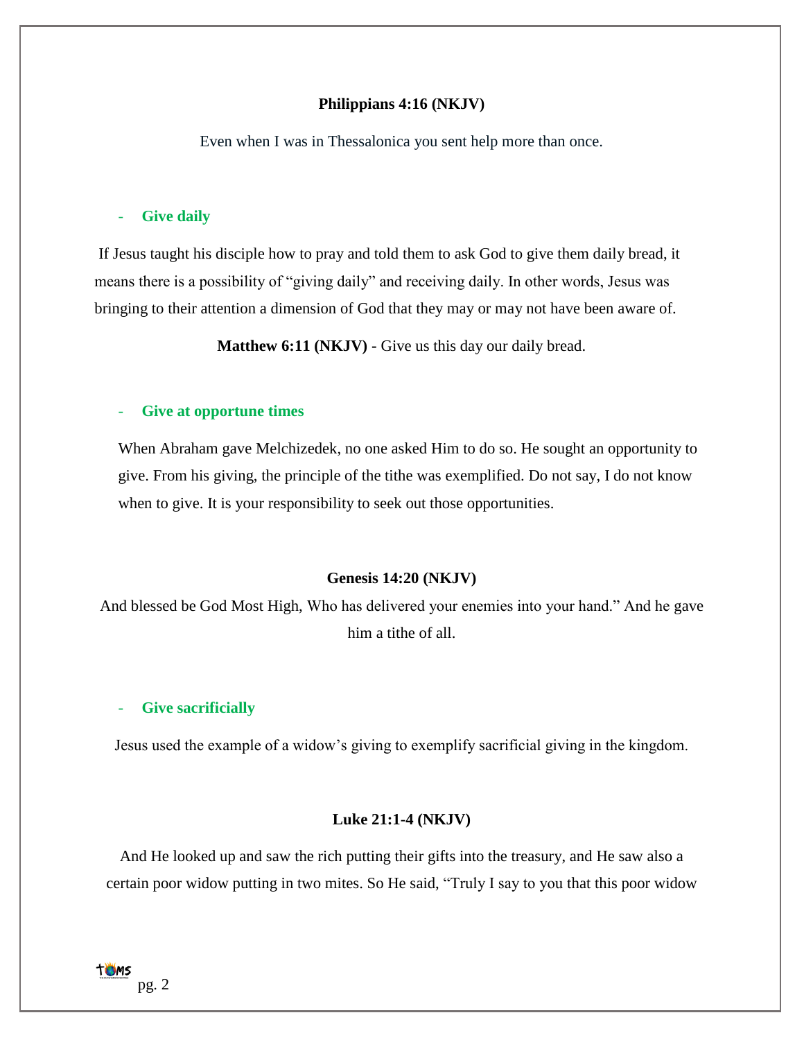**Philippians 4:16 (NKJV)**

Even when I was in Thessalonica you sent help more than once.

- **Give daily**

If Jesus taught his disciple how to pray and told them to ask God to give them daily bread, it means there is a possibility of "giving daily" and receiving daily. In other words, Jesus was bringing to their attention a dimension of God that they may or may not have been aware of.

**Matthew 6:11 (NKJV) -** Give us this day our daily bread.

- **Give at opportune times**

When Abraham gave Melchizedek, no one asked Him to do so. He sought an opportunity to give. From his giving, the principle of the tithe was exemplified. Do not say, I do not know when to give. It is your responsibility to seek out those opportunities.

**Genesis 14:20 (NKJV)**

And blessed be God Most High, Who has delivered your enemies into your hand." And he gave him a tithe of all.

- **Give sacrificially**

Jesus used the example of a widow's giving to exemplify sacrificial giving in the kingdom.

**Luke 21:1-4 (NKJV)**

And He looked up and saw the rich putting their gifts into the treasury, and He saw also a certain poor widow putting in two mites. So He said, "Truly I say to you that this poor widow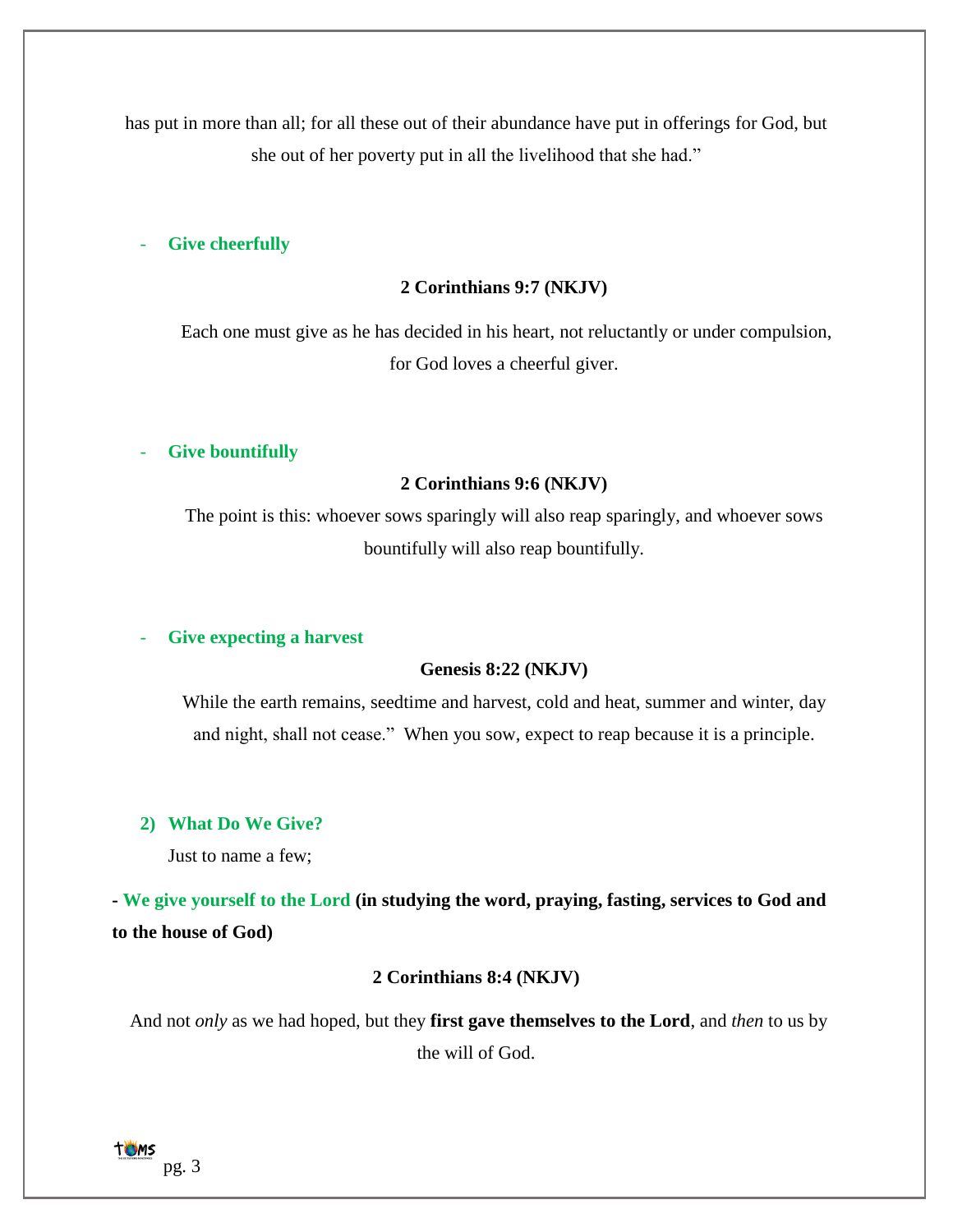has put in more than all; for all these out of their abundance have put in offerings for God, but she out of her poverty put in all the livelihood that she had."

- **Give cheerfully**

**2 Corinthians 9:7 (NKJV)**

Each one must give as he has decided in his heart, not reluctantly or under compulsion, for God loves a cheerful giver.

- **Give bountifully**

**2 Corinthians 9:6 (NKJV)**

The point is this: whoever sows sparingly will also reap sparingly, and whoever sows bountifully will also reap bountifully.

- **Give expecting a harvest**

**Genesis 8:22 (NKJV)**

While the earth remains, seedtime and harvest, cold and heat, summer and winter, day and night, shall not cease." When you sow, expect to reap because it is a principle.

## 2) What Do We Give?

Just to name a few;

**- We give yourself to the Lord (in studying the word, praying, fasting, services to God and to the house of God)**

**2 Corinthians 8:4 (NKJV)**

And not *only* as we had hoped, but they **first gave themselves to the Lord**, and *then* to us by the will of God.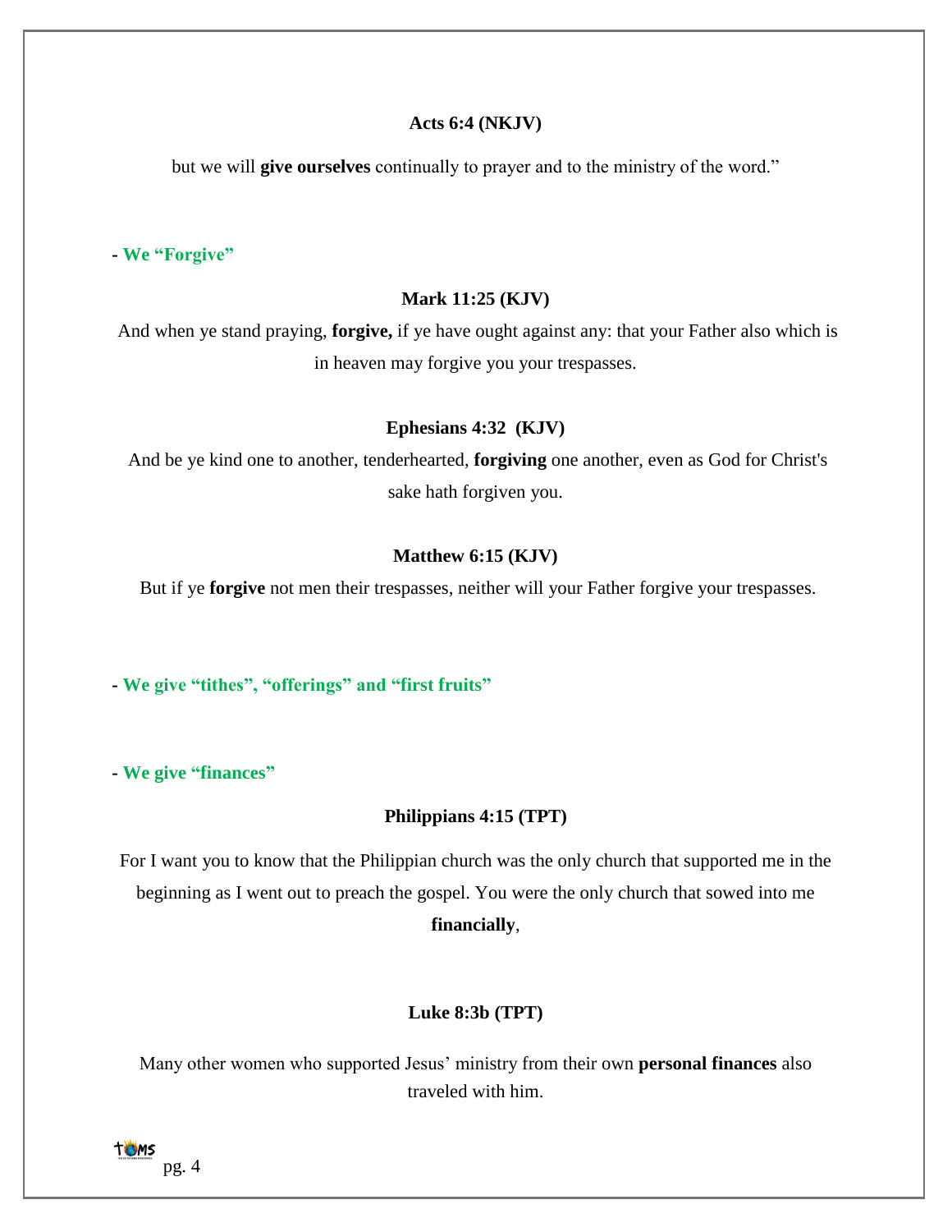**Acts 6:4 (NKJV)**

but we will **give ourselves** continually to prayer and to the ministry of the word."

- **We "Forgive"**

**Mark 11:25 (KJV)**

And when ye stand praying, **forgive,** if ye have ought against any: that your Father also which is in heaven may forgive you your trespasses.

**Ephesians 4:32 (KJV)**

And be ye kind one to another, tenderhearted, **forgiving** one another, even as God for Christ's sake hath forgiven you.

**Matthew 6:15 (KJV)**

But if ye **forgive** not men their trespasses, neither will your Father forgive your trespasses.

- **We give "tithes", "offerings" and "first fruits"**

- **We give "finances"**

**Philippians 4:15 (TPT)**

For I want you to know that the Philippian church was the only church that supported me in the beginning as I went out to preach the gospel. You were the only church that sowed into me **financially**,

**Luke 8:3b (TPT)**

Many other women who supported Jesus' ministry from their own **personal finances** also traveled with him.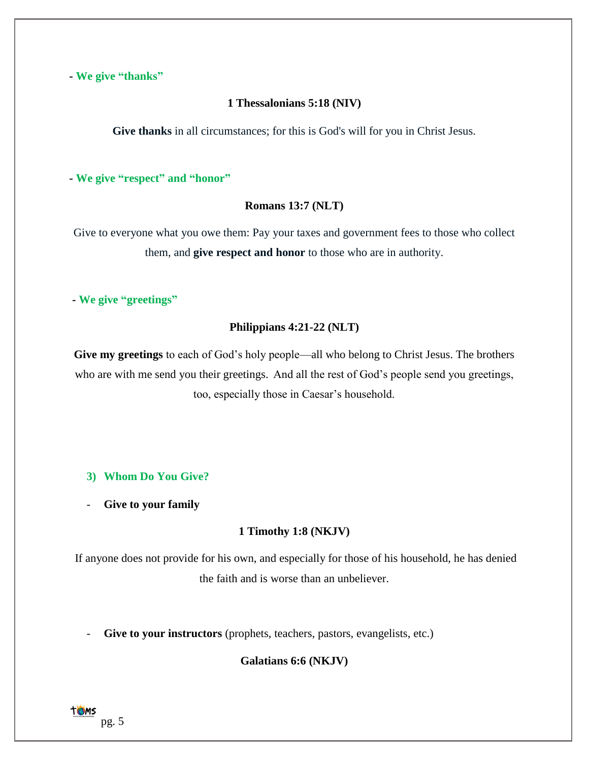- **We give "thanks"**

**1 Thessalonians 5:18 (NIV)**

**Give thanks** in all circumstances; for this is God's will for you in Christ Jesus.

- **We give "respect" and "honor"**

**Romans 13:7 (NLT)**

Give to everyone what you owe them: Pay your taxes and government fees to those who collect them, and **give respect and honor** to those who are in authority.

- **We give "greetings"**

**Philippians 4:21-22 (NLT)**

**Give my greetings** to each of God's holy people—all who belong to Christ Jesus. The brothers who are with me send you their greetings. And all the rest of God's people send you greetings, too, especially those in Caesar's household.

### 3) Whom Do You Give?

- **Give to your family**

**1 Timothy 1:8 (NKJV)**

If anyone does not provide for his own, and especially for those of his household, he has denied the faith and is worse than an unbeliever.

- **Give to your instructors** (prophets, teachers, pastors, evangelists, etc.)

**Galatians 6:6 (NKJV)**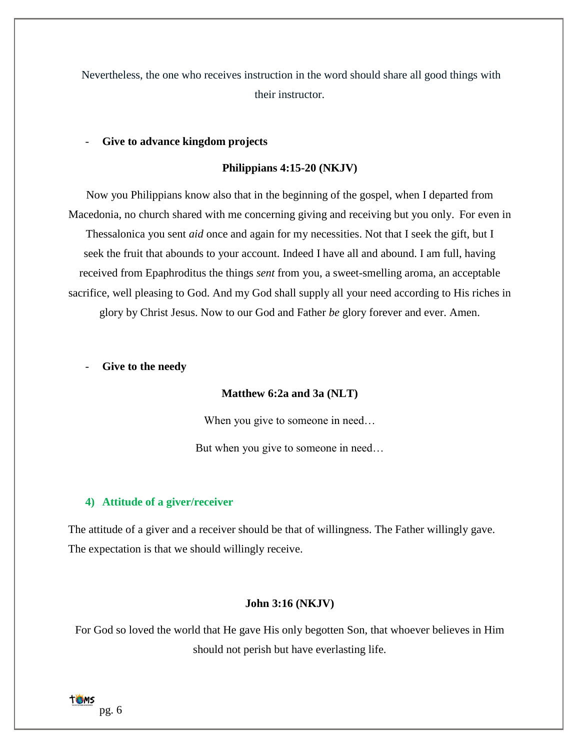Nevertheless, the one who receives instruction in the word should share all good things with their instructor.

- **Give to advance kingdom projects**

**Philippians 4:15-20 (NKJV)**

Now you Philippians know also that in the beginning of the gospel, when I departed from Macedonia, no church shared with me concerning giving and receiving but you only. For even in Thessalonica you sent *aid* once and again for my necessities. Not that I seek the gift, but I seek the fruit that abounds to your account. Indeed I have all and abound. I am full, having received from Epaphroditus the things *sent* from you, a sweet-smelling aroma, an acceptable sacrifice, well pleasing to God. And my God shall supply all your need according to His riches in glory by Christ Jesus. Now to our God and Father *be* glory forever and ever. Amen.

- **Give to the needy**

**Matthew 6:2a and 3a (NLT)**

When you give to someone in need…

But when you give to someone in need…

## 4) Attitude of a giver/receiver

The attitude of a giver and a receiver should be that of willingness. The Father willingly gave. The expectation is that we should willingly receive.

**John 3:16 (NKJV)**

For God so loved the world that He gave His only begotten Son, that whoever believes in Him should not perish but have everlasting life.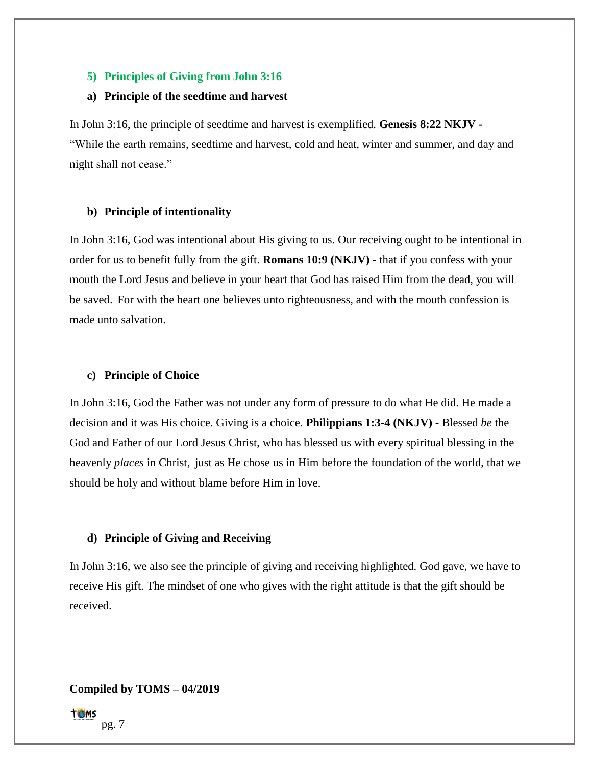## 5) Principles of Giving from John 3:16

### a) Principle of the seedtime and harvest

In John 3:16, the principle of seedtime and harvest is exemplified. **Genesis 8:22 NKJV -** "While the earth remains, seedtime and harvest, cold and heat, winter and summer, and day and night shall not cease."

### b) Principle of intentionality

In John 3:16, God was intentional about His giving to us. Our receiving ought to be intentional in order for us to benefit fully from the gift. **Romans 10:9 (NKJV)** - that if you confess with your mouth the Lord Jesus and believe in your heart that God has raised Him from the dead, you will be saved. For with the heart one believes unto righteousness, and with the mouth confession is made unto salvation.

### c) Principle of Choice

In John 3:16, God the Father was not under any form of pressure to do what He did. He made a decision and it was His choice. Giving is a choice. **Philippians 1:3-4 (NKJV) -** Blessed *be* the God and Father of our Lord Jesus Christ, who has blessed us with every spiritual blessing in the heavenly *places* in Christ, just as He chose us in Him before the foundation of the world, that we should be holy and without blame before Him in love.

### d) Principle of Giving and Receiving

In John 3:16, we also see the principle of giving and receiving highlighted. God gave, we have to receive His gift. The mindset of one who gives with the right attitude is that the gift should be received.